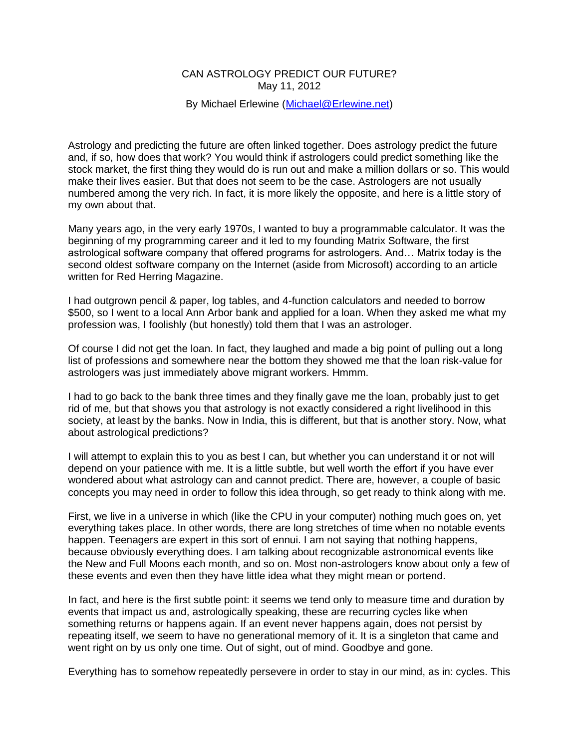# CAN ASTROLOGY PREDICT OUR FUTURE?

May 11, 2012

By Michael Erlewine ([Michael@Erlewine.net](mailto:Michael@Erlewine.net))

Astrology and predicting the future are often linked together. Does astrology predict the future and, if so, how does that work? You would think if astrologers could predict something like the stock market, the first thing they would do is run out and make a million dollars or so. This would make their lives easier. But that does not seem to be the case. Astrologers are not usually numbered among the very rich. In fact, it is more likely the opposite, and here is a little story of my own about that.

Many years ago, in the very early 1970s, I wanted to buy a programmable calculator. It was the beginning of my programming career and it led to my founding Matrix Software, the first astrological software company that offered programs for astrologers. And… Matrix today is the second oldest software company on the Internet (aside from Microsoft) according to an article written for Red Herring Magazine.

I had outgrown pencil & paper, log tables, and 4-function calculators and needed to borrow $500, so I went to a local Ann Arbor bank and applied for a loan. When they asked me what my profession was, I foolishly (but honestly) told them that I was an astrologer.

Of course I did not get the loan. In fact, they laughed and made a big point of pulling out a long list of professions and somewhere near the bottom they showed me that the loan risk-value for astrologers was just immediately above migrant workers. Hmmm.

I had to go back to the bank three times and they finally gave me the loan, probably just to get rid of me, but that shows you that astrology is not exactly considered a right livelihood in this society, at least by the banks. Now in India, this is different, but that is another story. Now, what about astrological predictions?

I will attempt to explain this to you as best I can, but whether you can understand it or not will depend on your patience with me. It is a little subtle, but well worth the effort if you have ever wondered about what astrology can and cannot predict. There are, however, a couple of basic concepts you may need in order to follow this idea through, so get ready to think along with me.

First, we live in a universe in which (like the CPU in your computer) nothing much goes on, yet everything takes place. In other words, there are long stretches of time when no notable events happen. Teenagers are expert in this sort of ennui. I am not saying that nothing happens, because obviously everything does. I am talking about recognizable astronomical events like the New and Full Moons each month, and so on. Most non-astrologers know about only a few of these events and even then they have little idea what they might mean or portend.

In fact, and here is the first subtle point: it seems we tend only to measure time and duration by events that impact us and, astrologically speaking, these are recurring cycles like when something returns or happens again. If an event never happens again, does not persist by repeating itself, we seem to have no generational memory of it. It is a singleton that came and went right on by us only one time. Out of sight, out of mind. Goodbye and gone.

Everything has to somehow repeatedly persevere in order to stay in our mind, as in: cycles. This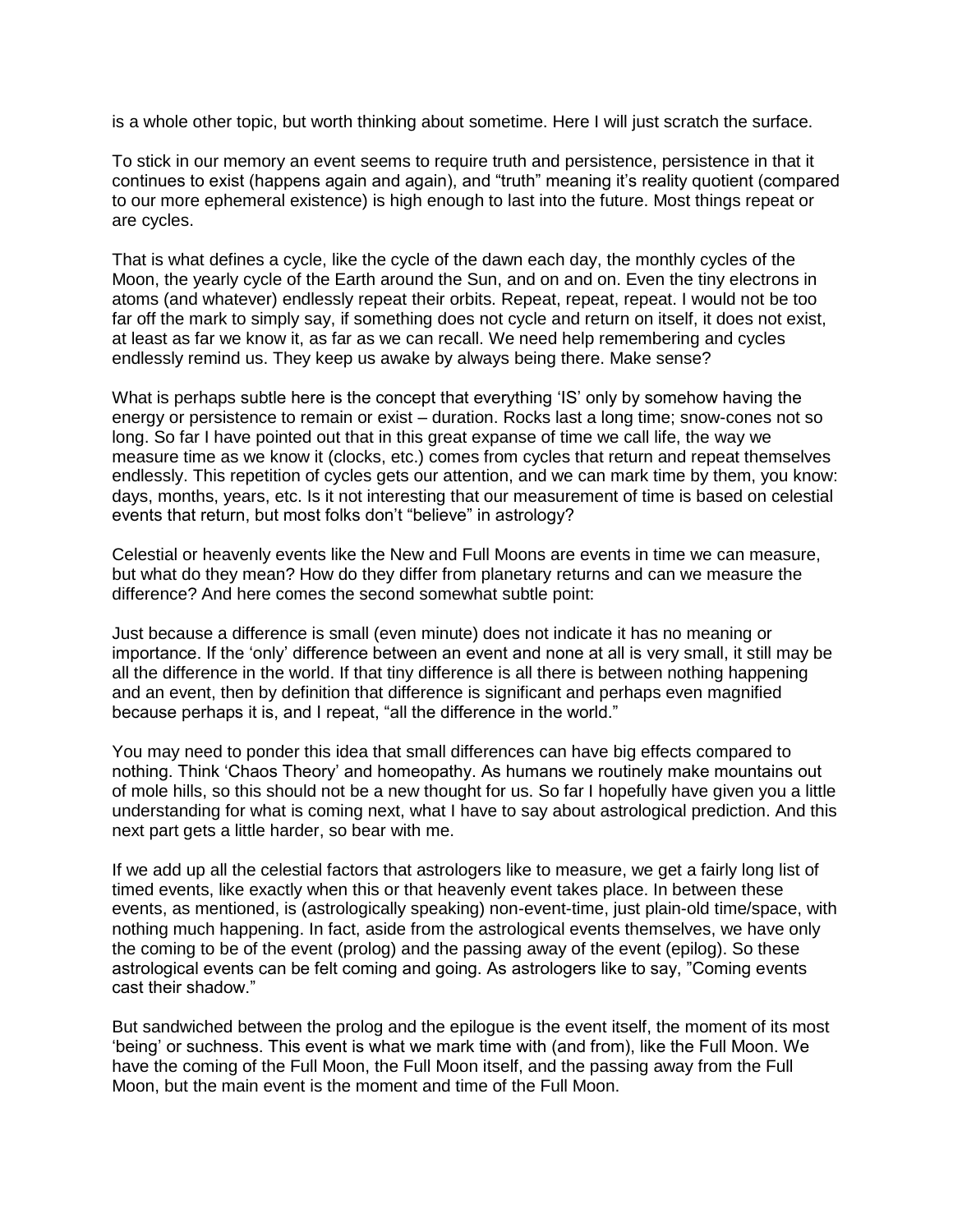is a whole other topic, but worth thinking about sometime. Here I will just scratch the surface.

To stick in our memory an event seems to require truth and persistence, persistence in that it continues to exist (happens again and again), and "truth" meaning it's reality quotient (compared to our more ephemeral existence) is high enough to last into the future. Most things repeat or are cycles.

That is what defines a cycle, like the cycle of the dawn each day, the monthly cycles of the Moon, the yearly cycle of the Earth around the Sun, and on and on. Even the tiny electrons in atoms (and whatever) endlessly repeat their orbits. Repeat, repeat, repeat. I would not be too far off the mark to simply say, if something does not cycle and return on itself, it does not exist, at least as far we know it, as far as we can recall. We need help remembering and cycles endlessly remind us. They keep us awake by always being there. Make sense?

What is perhaps subtle here is the concept that everything 'IS' only by somehow having the energy or persistence to remain or exist – duration. Rocks last a long time; snow-cones not so long. So far I have pointed out that in this great expanse of time we call life, the way we measure time as we know it (clocks, etc.) comes from cycles that return and repeat themselves endlessly. This repetition of cycles gets our attention, and we can mark time by them, you know: days, months, years, etc. Is it not interesting that our measurement of time is based on celestial events that return, but most folks don't "believe" in astrology?

Celestial or heavenly events like the New and Full Moons are events in time we can measure, but what do they mean? How do they differ from planetary returns and can we measure the difference? And here comes the second somewhat subtle point:

Just because a difference is small (even minute) does not indicate it has no meaning or importance. If the 'only' difference between an event and none at all is very small, it still may be all the difference in the world. If that tiny difference is all there is between nothing happening and an event, then by definition that difference is significant and perhaps even magnified because perhaps it is, and I repeat, "all the difference in the world."

You may need to ponder this idea that small differences can have big effects compared to nothing. Think 'Chaos Theory' and homeopathy. As humans we routinely make mountains out of mole hills, so this should not be a new thought for us. So far I hopefully have given you a little understanding for what is coming next, what I have to say about astrological prediction. And this next part gets a little harder, so bear with me.

If we add up all the celestial factors that astrologers like to measure, we get a fairly long list of timed events, like exactly when this or that heavenly event takes place. In between these events, as mentioned, is (astrologically speaking) non-event-time, just plain-old time/space, with nothing much happening. In fact, aside from the astrological events themselves, we have only the coming to be of the event (prolog) and the passing away of the event (epilog). So these astrological events can be felt coming and going. As astrologers like to say, "Coming events cast their shadow."

But sandwiched between the prolog and the epilogue is the event itself, the moment of its most 'being' or suchness. This event is what we mark time with (and from), like the Full Moon. We have the coming of the Full Moon, the Full Moon itself, and the passing away from the Full Moon, but the main event is the moment and time of the Full Moon.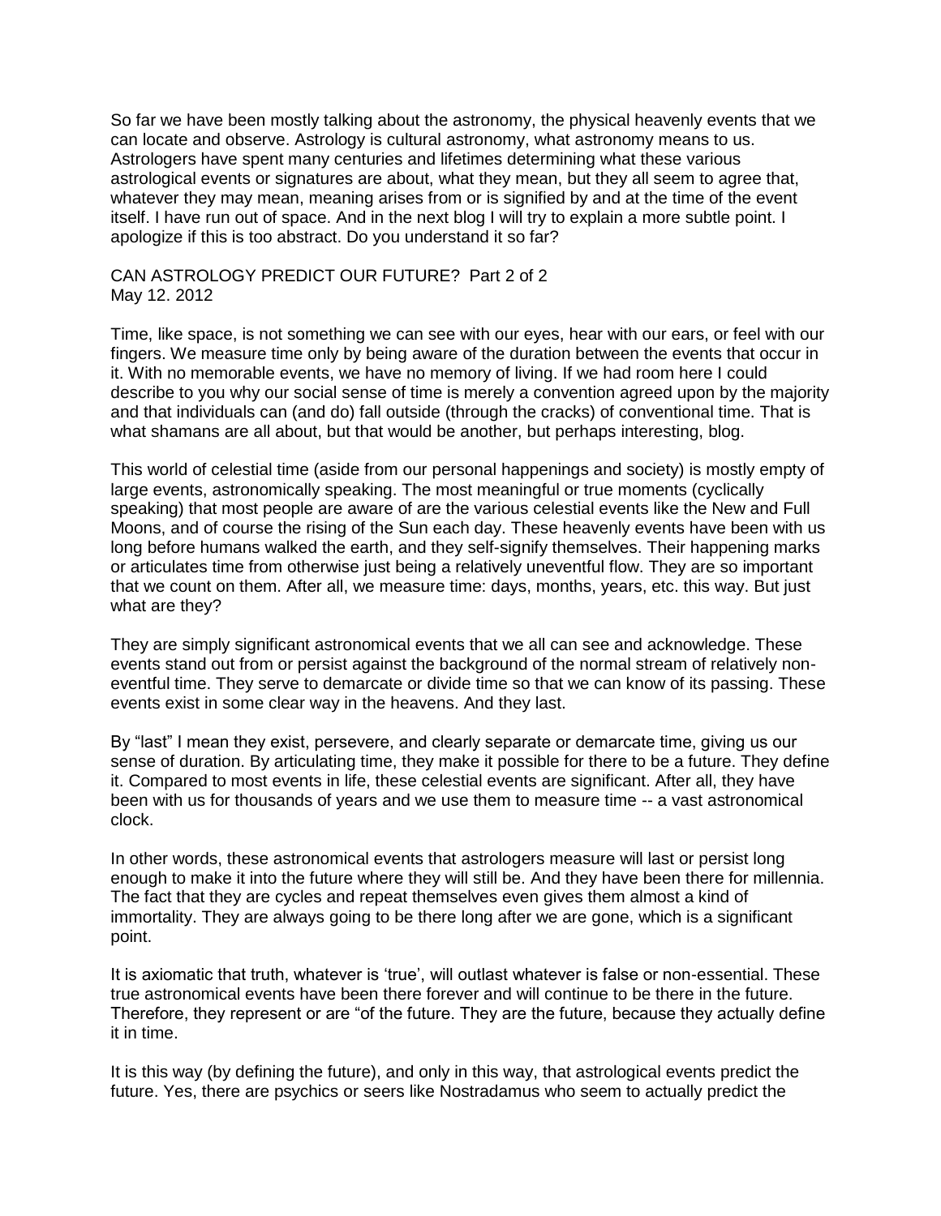So far we have been mostly talking about the astronomy, the physical heavenly events that we can locate and observe. Astrology is cultural astronomy, what astronomy means to us. Astrologers have spent many centuries and lifetimes determining what these various astrological events or signatures are about, what they mean, but they all seem to agree that, whatever they may mean, meaning arises from or is signified by and at the time of the event itself. I have run out of space. And in the next blog I will try to explain a more subtle point. I apologize if this is too abstract. Do you understand it so far?

## CAN ASTROLOGY PREDICT OUR FUTURE? Part 2 of 2

May 12. 2012

Time, like space, is not something we can see with our eyes, hear with our ears, or feel with our fingers. We measure time only by being aware of the duration between the events that occur in it. With no memorable events, we have no memory of living. If we had room here I could describe to you why our social sense of time is merely a convention agreed upon by the majority and that individuals can (and do) fall outside (through the cracks) of conventional time. That is what shamans are all about, but that would be another, but perhaps interesting, blog.

This world of celestial time (aside from our personal happenings and society) is mostly empty of large events, astronomically speaking. The most meaningful or true moments (cyclically speaking) that most people are aware of are the various celestial events like the New and Full Moons, and of course the rising of the Sun each day. These heavenly events have been with us long before humans walked the earth, and they self-signify themselves. Their happening marks or articulates time from otherwise just being a relatively uneventful flow. They are so important that we count on them. After all, we measure time: days, months, years, etc. this way. But just what are they?

They are simply significant astronomical events that we all can see and acknowledge. These events stand out from or persist against the background of the normal stream of relatively non-eventful time. They serve to demarcate or divide time so that we can know of its passing. These events exist in some clear way in the heavens. And they last.

By "last" I mean they exist, persevere, and clearly separate or demarcate time, giving us our sense of duration. By articulating time, they make it possible for there to be a future. They define it. Compared to most events in life, these celestial events are significant. After all, they have been with us for thousands of years and we use them to measure time -- a vast astronomical clock.

In other words, these astronomical events that astrologers measure will last or persist long enough to make it into the future where they will still be. And they have been there for millennia. The fact that they are cycles and repeat themselves even gives them almost a kind of immortality. They are always going to be there long after we are gone, which is a significant point.

It is axiomatic that truth, whatever is 'true', will outlast whatever is false or non-essential. These true astronomical events have been there forever and will continue to be there in the future. Therefore, they represent or are "of the future. They are the future, because they actually define it in time.

It is this way (by defining the future), and only in this way, that astrological events predict the future. Yes, there are psychics or seers like Nostradamus who seem to actually predict the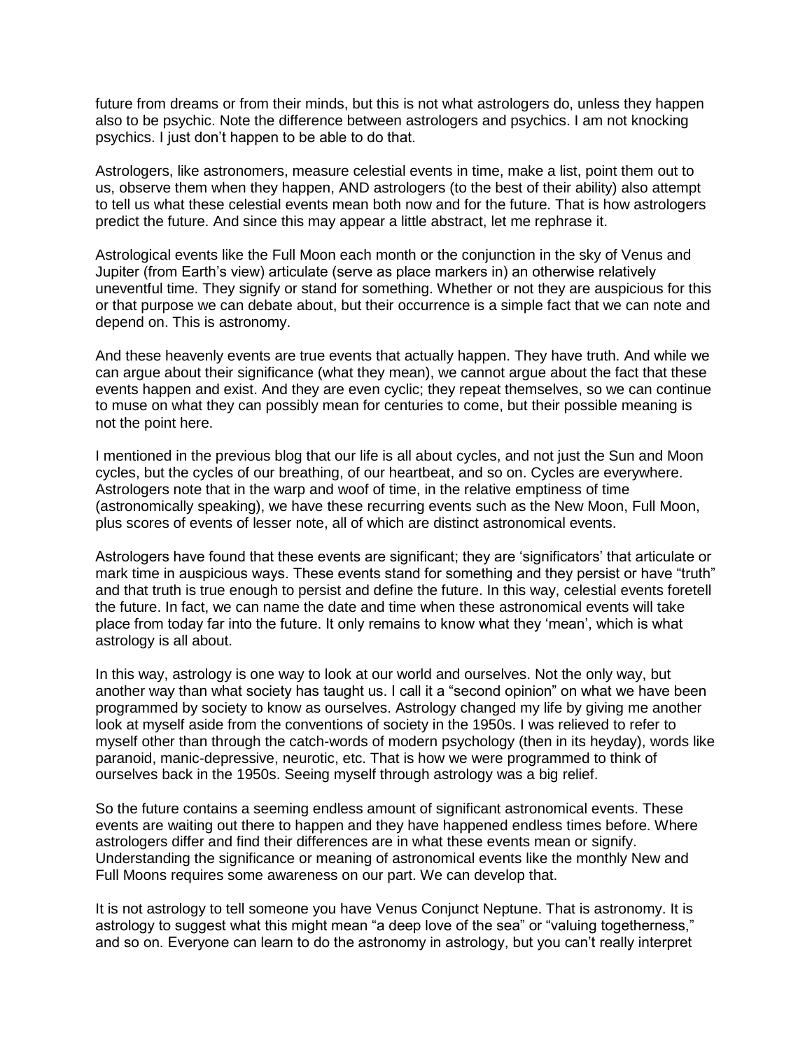future from dreams or from their minds, but this is not what astrologers do, unless they happen also to be psychic. Note the difference between astrologers and psychics. I am not knocking psychics. I just don't happen to be able to do that.

Astrologers, like astronomers, measure celestial events in time, make a list, point them out to us, observe them when they happen, AND astrologers (to the best of their ability) also attempt to tell us what these celestial events mean both now and for the future. That is how astrologers predict the future. And since this may appear a little abstract, let me rephrase it.

Astrological events like the Full Moon each month or the conjunction in the sky of Venus and Jupiter (from Earth's view) articulate (serve as place markers in) an otherwise relatively uneventful time. They signify or stand for something. Whether or not they are auspicious for this or that purpose we can debate about, but their occurrence is a simple fact that we can note and depend on. This is astronomy.

And these heavenly events are true events that actually happen. They have truth. And while we can argue about their significance (what they mean), we cannot argue about the fact that these events happen and exist. And they are even cyclic; they repeat themselves, so we can continue to muse on what they can possibly mean for centuries to come, but their possible meaning is not the point here.

I mentioned in the previous blog that our life is all about cycles, and not just the Sun and Moon cycles, but the cycles of our breathing, of our heartbeat, and so on. Cycles are everywhere. Astrologers note that in the warp and woof of time, in the relative emptiness of time (astronomically speaking), we have these recurring events such as the New Moon, Full Moon, plus scores of events of lesser note, all of which are distinct astronomical events.

Astrologers have found that these events are significant; they are 'significators' that articulate or mark time in auspicious ways. These events stand for something and they persist or have "truth" and that truth is true enough to persist and define the future. In this way, celestial events foretell the future. In fact, we can name the date and time when these astronomical events will take place from today far into the future. It only remains to know what they 'mean', which is what astrology is all about.

In this way, astrology is one way to look at our world and ourselves. Not the only way, but another way than what society has taught us. I call it a "second opinion" on what we have been programmed by society to know as ourselves. Astrology changed my life by giving me another look at myself aside from the conventions of society in the 1950s. I was relieved to refer to myself other than through the catch-words of modern psychology (then in its heyday), words like paranoid, manic-depressive, neurotic, etc. That is how we were programmed to think of ourselves back in the 1950s. Seeing myself through astrology was a big relief.

So the future contains a seeming endless amount of significant astronomical events. These events are waiting out there to happen and they have happened endless times before. Where astrologers differ and find their differences are in what these events mean or signify. Understanding the significance or meaning of astronomical events like the monthly New and Full Moons requires some awareness on our part. We can develop that.

It is not astrology to tell someone you have Venus Conjunct Neptune. That is astronomy. It is astrology to suggest what this might mean "a deep love of the sea" or "valuing togetherness," and so on. Everyone can learn to do the astronomy in astrology, but you can't really interpret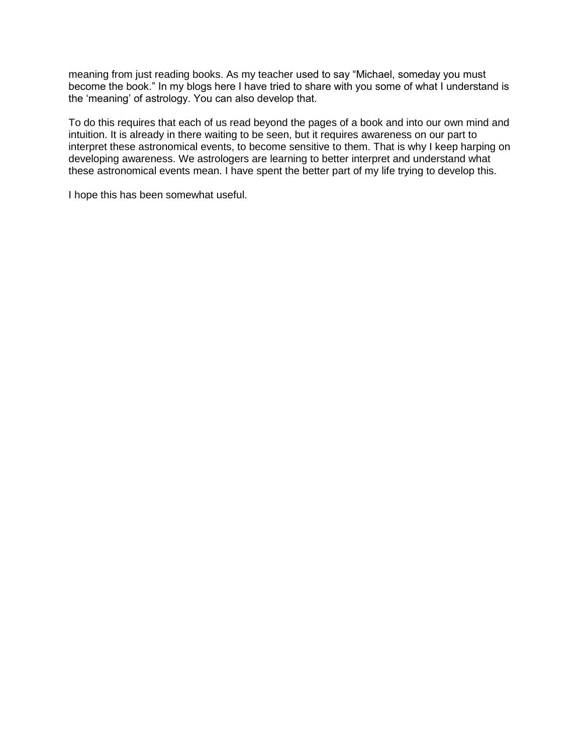meaning from just reading books. As my teacher used to say "Michael, someday you must become the book." In my blogs here I have tried to share with you some of what I understand is the 'meaning' of astrology. You can also develop that.

To do this requires that each of us read beyond the pages of a book and into our own mind and intuition. It is already in there waiting to be seen, but it requires awareness on our part to interpret these astronomical events, to become sensitive to them. That is why I keep harping on developing awareness. We astrologers are learning to better interpret and understand what these astronomical events mean. I have spent the better part of my life trying to develop this.

I hope this has been somewhat useful.